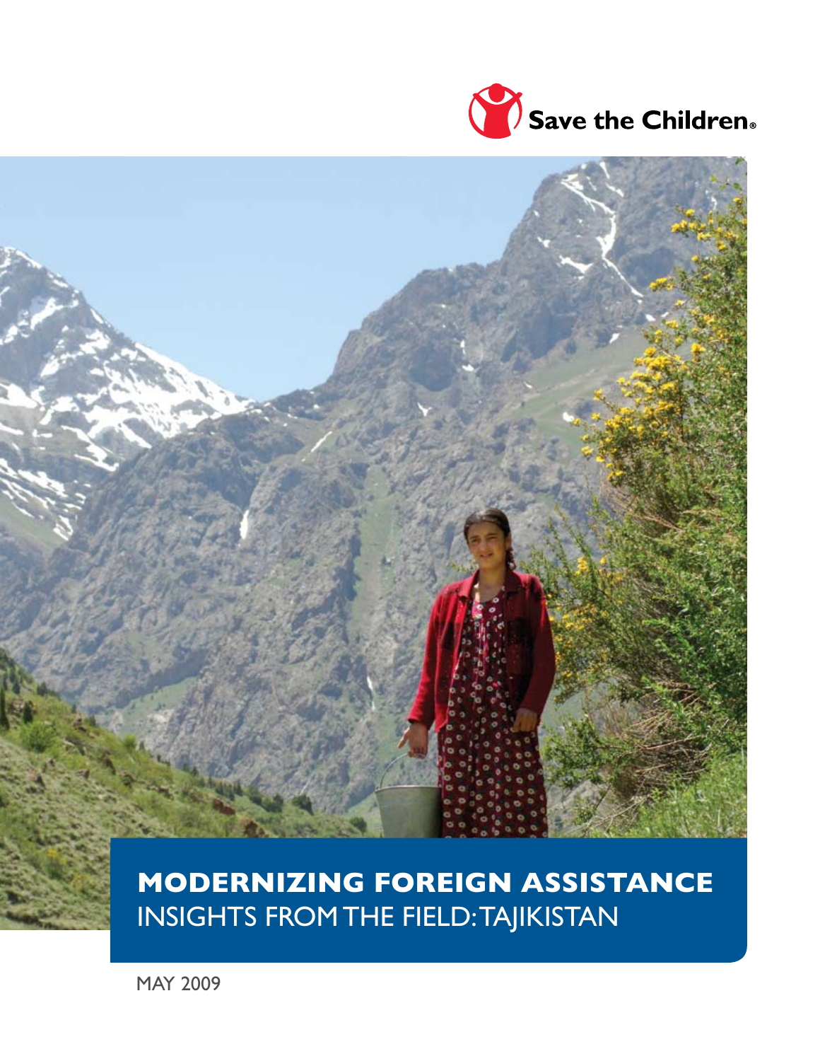Save the Children

# MODERNIZING FOREIGN ASSISTANCE

## INSIGHTS FROM THE FIELD: TAJIKISTAN

MAY 2009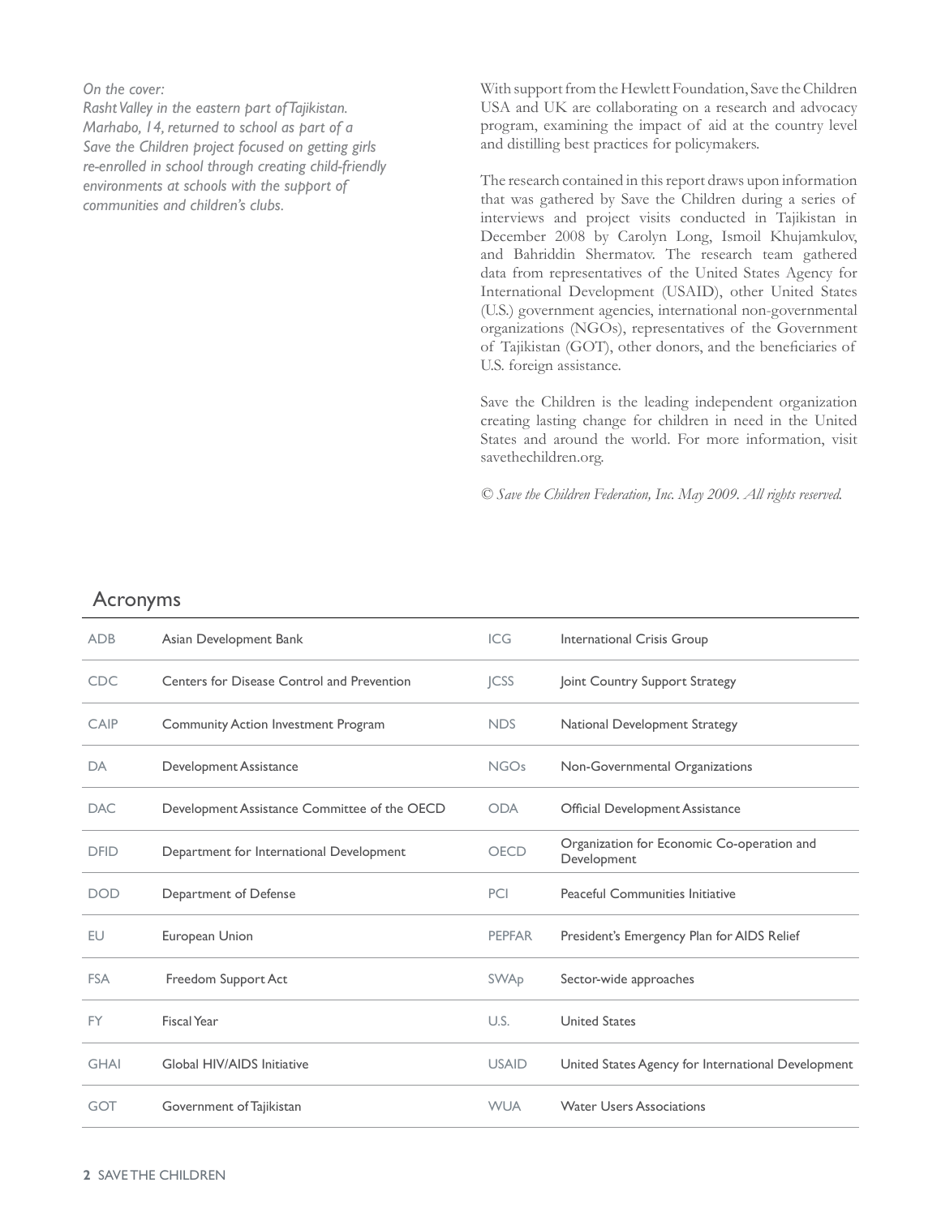*On the cover:*
*Rasht Valley in the eastern part of Tajikistan. Marhabo, 14, returned to school as part of a Save the Children project focused on getting girls re-enrolled in school through creating child-friendly environments at schools with the support of communities and children's clubs.*

With support from the Hewlett Foundation, Save the Children USA and UK are collaborating on a research and advocacy program, examining the impact of aid at the country level and distilling best practices for policymakers.

The research contained in this report draws upon information that was gathered by Save the Children during a series of interviews and project visits conducted in Tajikistan in December 2008 by Carolyn Long, Ismoil Khujamkulov, and Bahriddin Shermatov. The research team gathered data from representatives of the United States Agency for International Development (USAID), other United States (U.S.) government agencies, international non-governmental organizations (NGOs), representatives of the Government of Tajikistan (GOT), other donors, and the beneficiaries of U.S. foreign assistance.

Save the Children is the leading independent organization creating lasting change for children in need in the United States and around the world. For more information, visit savethechildren.org.

*© Save the Children Federation, Inc. May 2009. All rights reserved.*

## Acronyms

| | | | |
|---|---|---|---|
| ADB | Asian Development Bank | ICG | International Crisis Group |
| CDC | Centers for Disease Control and Prevention | JCSS | Joint Country Support Strategy |
| CAIP | Community Action Investment Program | NDS | National Development Strategy |
| DA | Development Assistance | NGOs | Non-Governmental Organizations |
| DAC | Development Assistance Committee of the OECD | ODA | Official Development Assistance |
| DFID | Department for International Development | OECD | Organization for Economic Co-operation and Development |
| DOD | Department of Defense | PCI | Peaceful Communities Initiative |
| EU | European Union | PEPFAR | President's Emergency Plan for AIDS Relief |
| FSA | Freedom Support Act | SWAp | Sector-wide approaches |
| FY | Fiscal Year | U.S. | United States |
| GHAI | Global HIV/AIDS Initiative | USAID | United States Agency for International Development |
| GOT | Government of Tajikistan | WUA | Water Users Associations |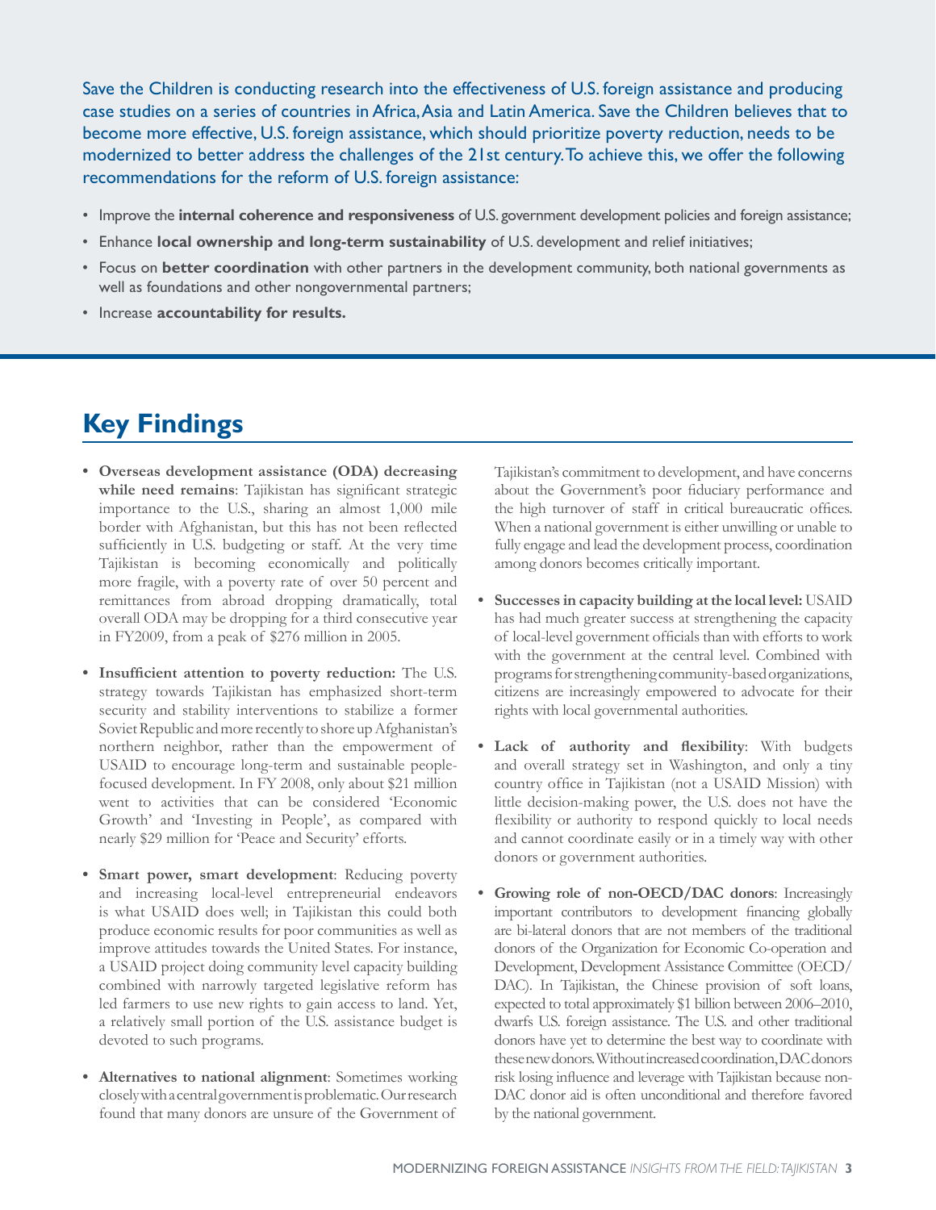Save the Children is conducting research into the effectiveness of U.S. foreign assistance and producing case studies on a series of countries in Africa, Asia and Latin America. Save the Children believes that to become more effective, U.S. foreign assistance, which should prioritize poverty reduction, needs to be modernized to better address the challenges of the 21st century. To achieve this, we offer the following recommendations for the reform of U.S. foreign assistance:

- Improve the **internal coherence and responsiveness** of U.S. government development policies and foreign assistance;
- Enhance **local ownership and long-term sustainability** of U.S. development and relief initiatives;
- Focus on **better coordination** with other partners in the development community, both national governments as well as foundations and other nongovernmental partners;
- Increase **accountability for results.**

## Key Findings

- **Overseas development assistance (ODA) decreasing while need remains**: Tajikistan has significant strategic importance to the U.S., sharing an almost 1,000 mile border with Afghanistan, but this has not been reflected sufficiently in U.S. budgeting or staff. At the very time Tajikistan is becoming economically and politically more fragile, with a poverty rate of over 50 percent and remittances from abroad dropping dramatically, total overall ODA may be dropping for a third consecutive year in FY2009, from a peak of $276 million in 2005.
- **Insufficient attention to poverty reduction:** The U.S. strategy towards Tajikistan has emphasized short-term security and stability interventions to stabilize a former Soviet Republic and more recently to shore up Afghanistan's northern neighbor, rather than the empowerment of USAID to encourage long-term and sustainable people-focused development. In FY 2008, only about $21 million went to activities that can be considered 'Economic Growth' and 'Investing in People', as compared with nearly $29 million for 'Peace and Security' efforts.
- **Smart power, smart development**: Reducing poverty and increasing local-level entrepreneurial endeavors is what USAID does well; in Tajikistan this could both produce economic results for poor communities as well as improve attitudes towards the United States. For instance, a USAID project doing community level capacity building combined with narrowly targeted legislative reform has led farmers to use new rights to gain access to land. Yet, a relatively small portion of the U.S. assistance budget is devoted to such programs.
- **Alternatives to national alignment**: Sometimes working closely with a central government is problematic. Our research found that many donors are unsure of the Government of Tajikistan's commitment to development, and have concerns about the Government's poor fiduciary performance and the high turnover of staff in critical bureaucratic offices. When a national government is either unwilling or unable to fully engage and lead the development process, coordination among donors becomes critically important.
- **Successes in capacity building at the local level:** USAID has had much greater success at strengthening the capacity of local-level government officials than with efforts to work with the government at the central level. Combined with programs for strengthening community-based organizations, citizens are increasingly empowered to advocate for their rights with local governmental authorities.
- **Lack of authority and flexibility**: With budgets and overall strategy set in Washington, and only a tiny country office in Tajikistan (not a USAID Mission) with little decision-making power, the U.S. does not have the flexibility or authority to respond quickly to local needs and cannot coordinate easily or in a timely way with other donors or government authorities.
- **Growing role of non-OECD/DAC donors**: Increasingly important contributors to development financing globally are bi-lateral donors that are not members of the traditional donors of the Organization for Economic Co-operation and Development, Development Assistance Committee (OECD/DAC). In Tajikistan, the Chinese provision of soft loans, expected to total approximately $1 billion between 2006–2010, dwarfs U.S. foreign assistance. The U.S. and other traditional donors have yet to determine the best way to coordinate with these new donors. Without increased coordination, DAC donors risk losing influence and leverage with Tajikistan because non-DAC donor aid is often unconditional and therefore favored by the national government.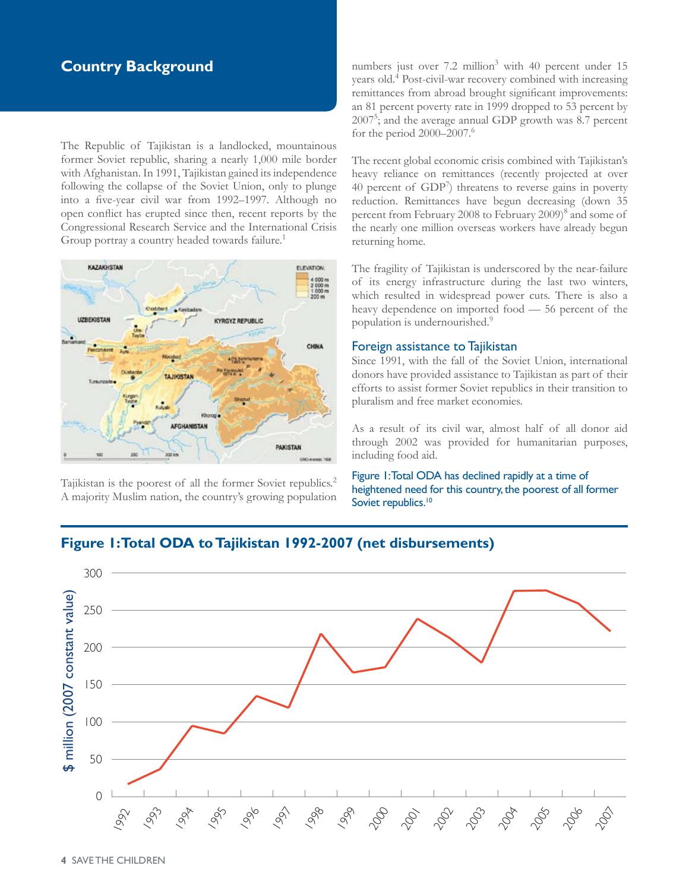## Country Background

The Republic of Tajikistan is a landlocked, mountainous former Soviet republic, sharing a nearly 1,000 mile border with Afghanistan. In 1991, Tajikistan gained its independence following the collapse of the Soviet Union, only to plunge into a five-year civil war from 1992–1997. Although no open conflict has erupted since then, recent reports by the Congressional Research Service and the International Crisis Group portray a country headed towards failure.[1]

Tajikistan is the poorest of all the former Soviet republics.[2] A majority Muslim nation, the country's growing population numbers just over 7.2 million[3] with 40 percent under 15 years old.[4] Post-civil-war recovery combined with increasing remittances from abroad brought significant improvements: an 81 percent poverty rate in 1999 dropped to 53 percent by 2007[5]; and the average annual GDP growth was 8.7 percent for the period 2000–2007.[6]

The recent global economic crisis combined with Tajikistan's heavy reliance on remittances (recently projected at over 40 percent of GDP[7]) threatens to reverse gains in poverty reduction. Remittances have begun decreasing (down 35 percent from February 2008 to February 2009)[8] and some of the nearly one million overseas workers have already begun returning home.

The fragility of Tajikistan is underscored by the near-failure of its energy infrastructure during the last two winters, which resulted in widespread power cuts. There is also a heavy dependence on imported food — 56 percent of the population is undernourished.[9]

### Foreign assistance to Tajikistan

Since 1991, with the fall of the Soviet Union, international donors have provided assistance to Tajikistan as part of their efforts to assist former Soviet republics in their transition to pluralism and free market economies.

As a result of its civil war, almost half of all donor aid through 2002 was provided for humanitarian purposes, including food aid.

Figure 1: Total ODA has declined rapidly at a time of heightened need for this country, the poorest of all former Soviet republics.[10]

### Figure 1: Total ODA to Tajikistan 1992-2007 (net disbursements)

| Year | $ million (2007 constant value) (approx.) |
|---|---|
| 1992 | 17 |
| 1993 | 37 |
| 1994 | 95 |
| 1995 | 85 |
| 1996 | 135 |
| 1997 | 120 |
| 1998 | 219 |
| 1999 | 167 |
| 2000 | 174 |
| 2001 | 239 |
| 2002 | 213 |
| 2003 | 180 |
| 2004 | 277 |
| 2005 | 278 |
| 2006 | 260 |
| 2007 | 223 |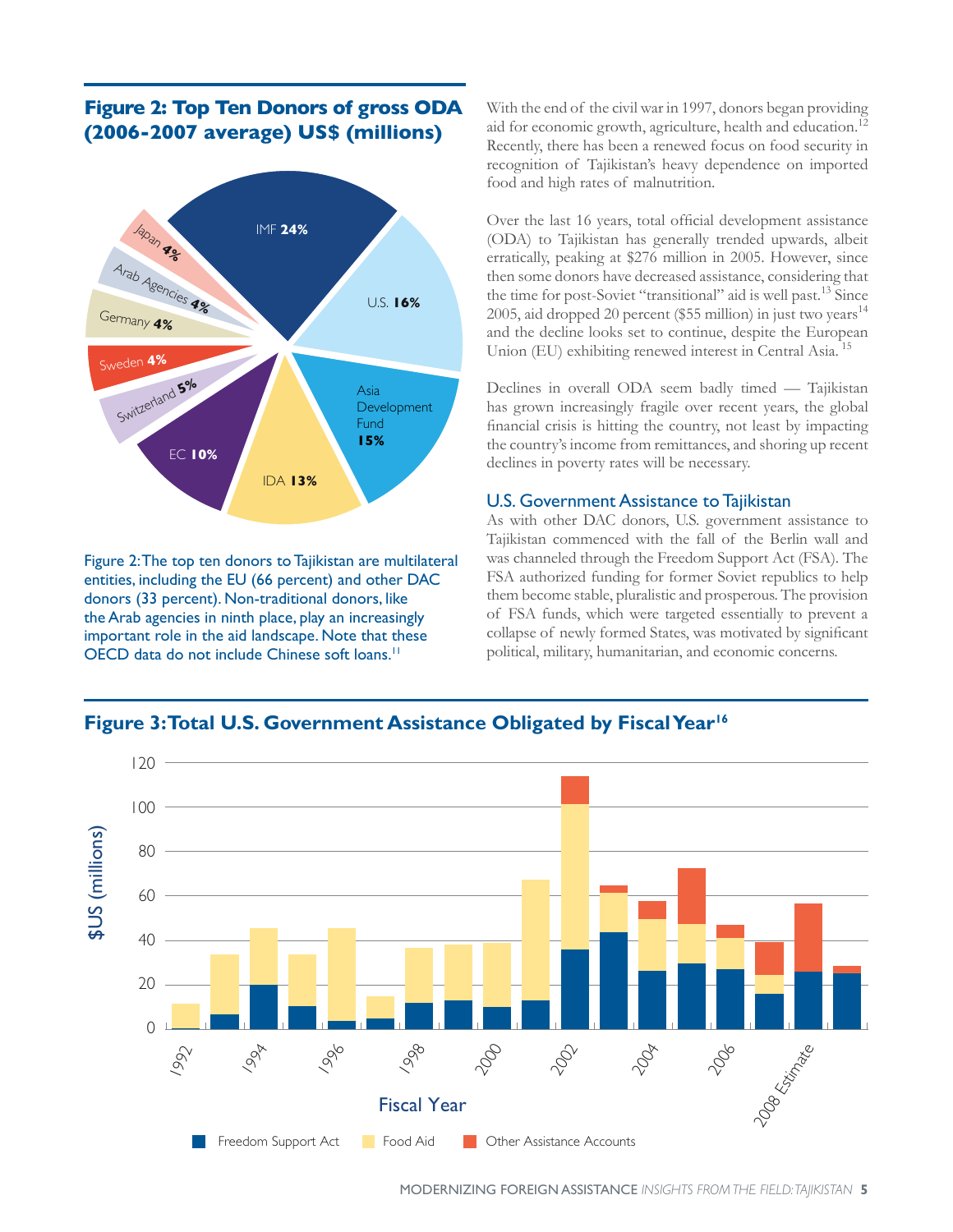## Figure 2: Top Ten Donors of gross ODA (2006-2007 average) US$ (millions)

IMF 24%
U.S. 16%
Asia Development Fund 15%
IDA 13%
EC 10%
Switzerland 5%
Sweden 4%
Germany 4%
Arab Agencies 4%
Japan 4%

Figure 2: The top ten donors to Tajikistan are multilateral entities, including the EU (66 percent) and other DAC donors (33 percent). Non-traditional donors, like the Arab agencies in ninth place, play an increasingly important role in the aid landscape. Note that these OECD data do not include Chinese soft loans.[11]

With the end of the civil war in 1997, donors began providing aid for economic growth, agriculture, health and education.[12] Recently, there has been a renewed focus on food security in recognition of Tajikistan's heavy dependence on imported food and high rates of malnutrition.

Over the last 16 years, total official development assistance (ODA) to Tajikistan has generally trended upwards, albeit erratically, peaking at $276 million in 2005. However, since then some donors have decreased assistance, considering that the time for post-Soviet "transitional" aid is well past.[13] Since 2005, aid dropped 20 percent ($55 million) in just two years[14] and the decline looks set to continue, despite the European Union (EU) exhibiting renewed interest in Central Asia.[15]

Declines in overall ODA seem badly timed — Tajikistan has grown increasingly fragile over recent years, the global financial crisis is hitting the country, not least by impacting the country's income from remittances, and shoring up recent declines in poverty rates will be necessary.

### U.S. Government Assistance to Tajikistan

As with other DAC donors, U.S. government assistance to Tajikistan commenced with the fall of the Berlin wall and was channeled through the Freedom Support Act (FSA). The FSA authorized funding for former Soviet republics to help them become stable, pluralistic and prosperous. The provision of FSA funds, which were targeted essentially to prevent a collapse of newly formed States, was motivated by significant political, military, humanitarian, and economic concerns.

## Figure 3: Total U.S. Government Assistance Obligated by Fiscal Year[16]

$US (millions) by Fiscal Year (1992–2008 Estimate, plus 2009)

Legend: Freedom Support Act; Food Aid; Other Assistance Accounts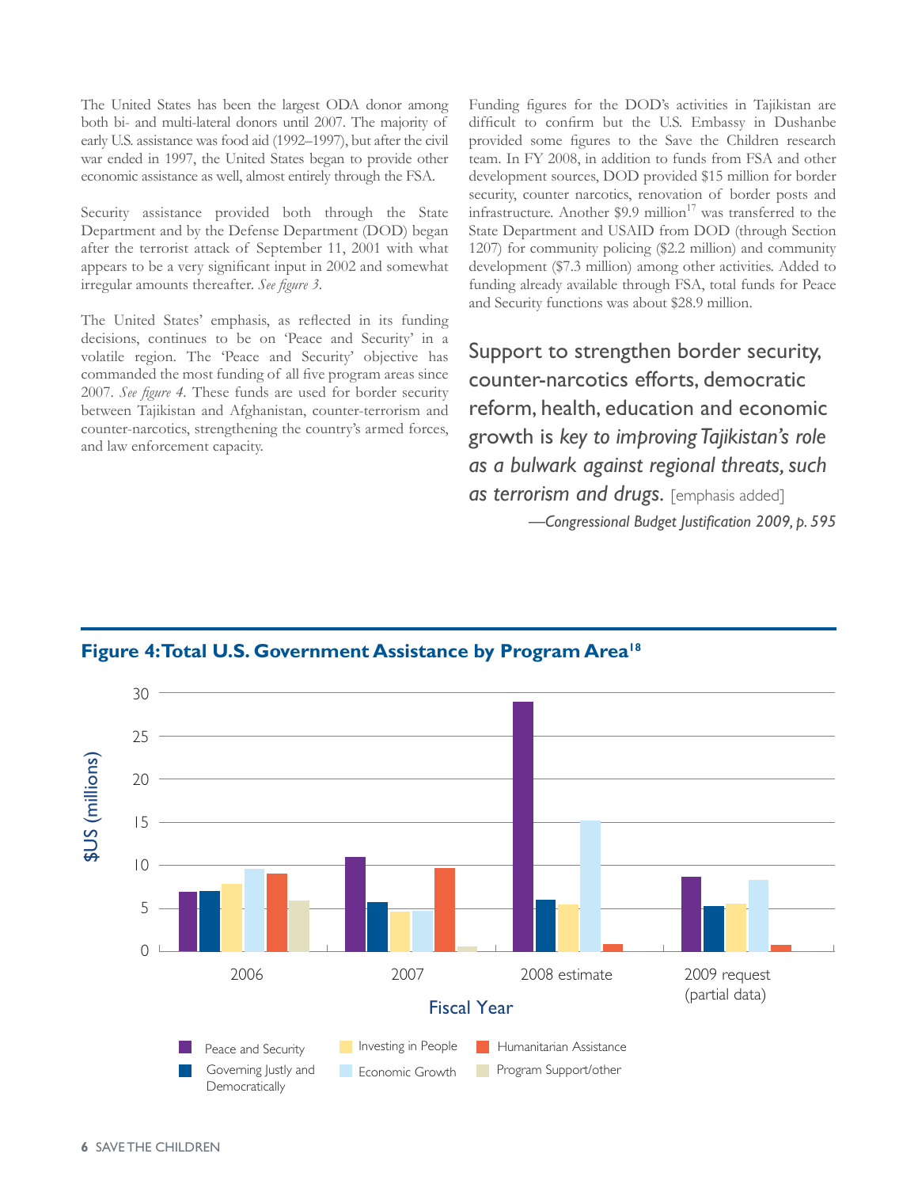The United States has been the largest ODA donor among both bi- and multi-lateral donors until 2007. The majority of early U.S. assistance was food aid (1992–1997), but after the civil war ended in 1997, the United States began to provide other economic assistance as well, almost entirely through the FSA.

Security assistance provided both through the State Department and by the Defense Department (DOD) began after the terrorist attack of September 11, 2001 with what appears to be a very significant input in 2002 and somewhat irregular amounts thereafter. *See figure 3*.

The United States' emphasis, as reflected in its funding decisions, continues to be on 'Peace and Security' in a volatile region. The 'Peace and Security' objective has commanded the most funding of all five program areas since 2007. *See figure 4*. These funds are used for border security between Tajikistan and Afghanistan, counter-terrorism and counter-narcotics, strengthening the country's armed forces, and law enforcement capacity.

Funding figures for the DOD's activities in Tajikistan are difficult to confirm but the U.S. Embassy in Dushanbe provided some figures to the Save the Children research team. In FY 2008, in addition to funds from FSA and other development sources, DOD provided $15 million for border security, counter narcotics, renovation of border posts and infrastructure. Another $9.9 million[17] was transferred to the State Department and USAID from DOD (through Section 1207) for community policing ($2.2 million) and community development ($7.3 million) among other activities. Added to funding already available through FSA, total funds for Peace and Security functions was about $28.9 million.

> Support to strengthen border security, counter-narcotics efforts, democratic reform, health, education and economic growth is *key to improving Tajikistan's role as a bulwark against regional threats, such as terrorism and drugs.* [emphasis added]
>
> *—Congressional Budget Justification 2009, p. 595*

## Figure 4: Total U.S. Government Assistance by Program Area[18]

| Fiscal Year | Peace and Security | Governing Justly and Democratically | Investing in People | Economic Growth | Humanitarian Assistance | Program Support/other |
|---|---|---|---|---|---|---|
| 2006 | ~6.9 | ~7.0 | ~7.8 | ~9.6 | ~9.0 | ~5.9 |
| 2007 | ~11.0 | ~5.7 | ~4.6 | ~4.7 | ~9.7 | ~0.6 |
| 2008 estimate | ~28.9 | ~6.0 | ~5.5 | ~15.2 | ~0.8 | |
| 2009 request (partial data) | ~8.7 | ~5.3 | ~5.6 | ~8.3 | ~0.7 | |

*Y-axis: $US (millions); X-axis: Fiscal Year. Values estimated from chart.*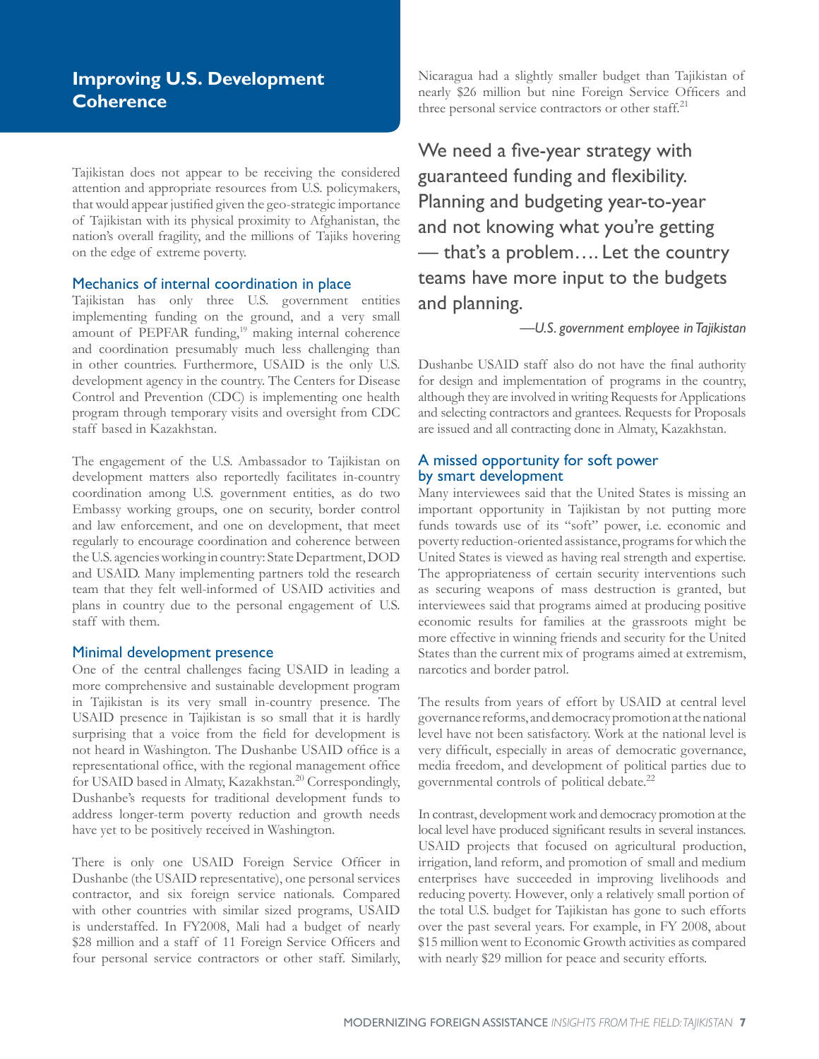## Improving U.S. Development Coherence

Tajikistan does not appear to be receiving the considered attention and appropriate resources from U.S. policymakers, that would appear justified given the geo-strategic importance of Tajikistan with its physical proximity to Afghanistan, the nation's overall fragility, and the millions of Tajiks hovering on the edge of extreme poverty.

### Mechanics of internal coordination in place

Tajikistan has only three U.S. government entities implementing funding on the ground, and a very small amount of PEPFAR funding,[19] making internal coherence and coordination presumably much less challenging than in other countries. Furthermore, USAID is the only U.S. development agency in the country. The Centers for Disease Control and Prevention (CDC) is implementing one health program through temporary visits and oversight from CDC staff based in Kazakhstan.

The engagement of the U.S. Ambassador to Tajikistan on development matters also reportedly facilitates in-country coordination among U.S. government entities, as do two Embassy working groups, one on security, border control and law enforcement, and one on development, that meet regularly to encourage coordination and coherence between the U.S. agencies working in country: State Department, DOD and USAID. Many implementing partners told the research team that they felt well-informed of USAID activities and plans in country due to the personal engagement of U.S. staff with them.

### Minimal development presence

One of the central challenges facing USAID in leading a more comprehensive and sustainable development program in Tajikistan is its very small in-country presence. The USAID presence in Tajikistan is so small that it is hardly surprising that a voice from the field for development is not heard in Washington. The Dushanbe USAID office is a representational office, with the regional management office for USAID based in Almaty, Kazakhstan.[20] Correspondingly, Dushanbe's requests for traditional development funds to address longer-term poverty reduction and growth needs have yet to be positively received in Washington.

There is only one USAID Foreign Service Officer in Dushanbe (the USAID representative), one personal services contractor, and six foreign service nationals. Compared with other countries with similar sized programs, USAID is understaffed. In FY2008, Mali had a budget of nearly $28 million and a staff of 11 Foreign Service Officers and four personal service contractors or other staff. Similarly, Nicaragua had a slightly smaller budget than Tajikistan of nearly $26 million but nine Foreign Service Officers and three personal service contractors or other staff.[21]

> We need a five-year strategy with guaranteed funding and flexibility. Planning and budgeting year-to-year and not knowing what you're getting — that's a problem…. Let the country teams have more input to the budgets and planning.
>
> *—U.S. government employee in Tajikistan*

Dushanbe USAID staff also do not have the final authority for design and implementation of programs in the country, although they are involved in writing Requests for Applications and selecting contractors and grantees. Requests for Proposals are issued and all contracting done in Almaty, Kazakhstan.

### A missed opportunity for soft power by smart development

Many interviewees said that the United States is missing an important opportunity in Tajikistan by not putting more funds towards use of its "soft" power, i.e. economic and poverty reduction-oriented assistance, programs for which the United States is viewed as having real strength and expertise. The appropriateness of certain security interventions such as securing weapons of mass destruction is granted, but interviewees said that programs aimed at producing positive economic results for families at the grassroots might be more effective in winning friends and security for the United States than the current mix of programs aimed at extremism, narcotics and border patrol.

The results from years of effort by USAID at central level governance reforms, and democracy promotion at the national level have not been satisfactory. Work at the national level is very difficult, especially in areas of democratic governance, media freedom, and development of political parties due to governmental controls of political debate.[22]

In contrast, development work and democracy promotion at the local level have produced significant results in several instances. USAID projects that focused on agricultural production, irrigation, land reform, and promotion of small and medium enterprises have succeeded in improving livelihoods and reducing poverty. However, only a relatively small portion of the total U.S. budget for Tajikistan has gone to such efforts over the past several years. For example, in FY 2008, about $15 million went to Economic Growth activities as compared with nearly $29 million for peace and security efforts.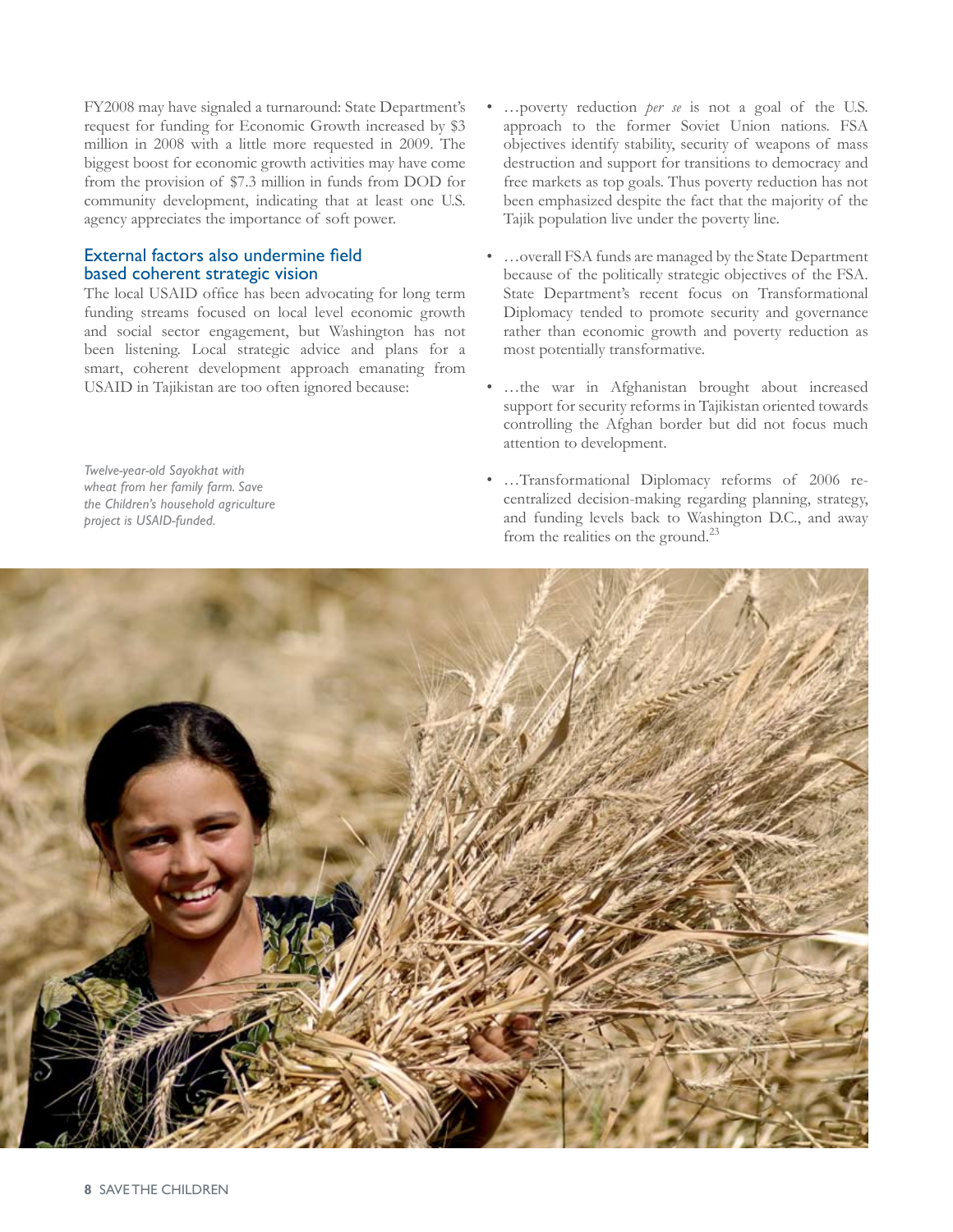FY2008 may have signaled a turnaround: State Department's request for funding for Economic Growth increased by $3 million in 2008 with a little more requested in 2009. The biggest boost for economic growth activities may have come from the provision of $7.3 million in funds from DOD for community development, indicating that at least one U.S. agency appreciates the importance of soft power.

### External factors also undermine field based coherent strategic vision

The local USAID office has been advocating for long term funding streams focused on local level economic growth and social sector engagement, but Washington has not been listening. Local strategic advice and plans for a smart, coherent development approach emanating from USAID in Tajikistan are too often ignored because:

- …poverty reduction *per se* is not a goal of the U.S. approach to the former Soviet Union nations. FSA objectives identify stability, security of weapons of mass destruction and support for transitions to democracy and free markets as top goals. Thus poverty reduction has not been emphasized despite the fact that the majority of the Tajik population live under the poverty line.
- …overall FSA funds are managed by the State Department because of the politically strategic objectives of the FSA. State Department's recent focus on Transformational Diplomacy tended to promote security and governance rather than economic growth and poverty reduction as most potentially transformative.
- …the war in Afghanistan brought about increased support for security reforms in Tajikistan oriented towards controlling the Afghan border but did not focus much attention to development.
- …Transformational Diplomacy reforms of 2006 re-centralized decision-making regarding planning, strategy, and funding levels back to Washington D.C., and away from the realities on the ground.[23]

*Twelve-year-old Sayokhat with wheat from her family farm. Save the Children's household agriculture project is USAID-funded.*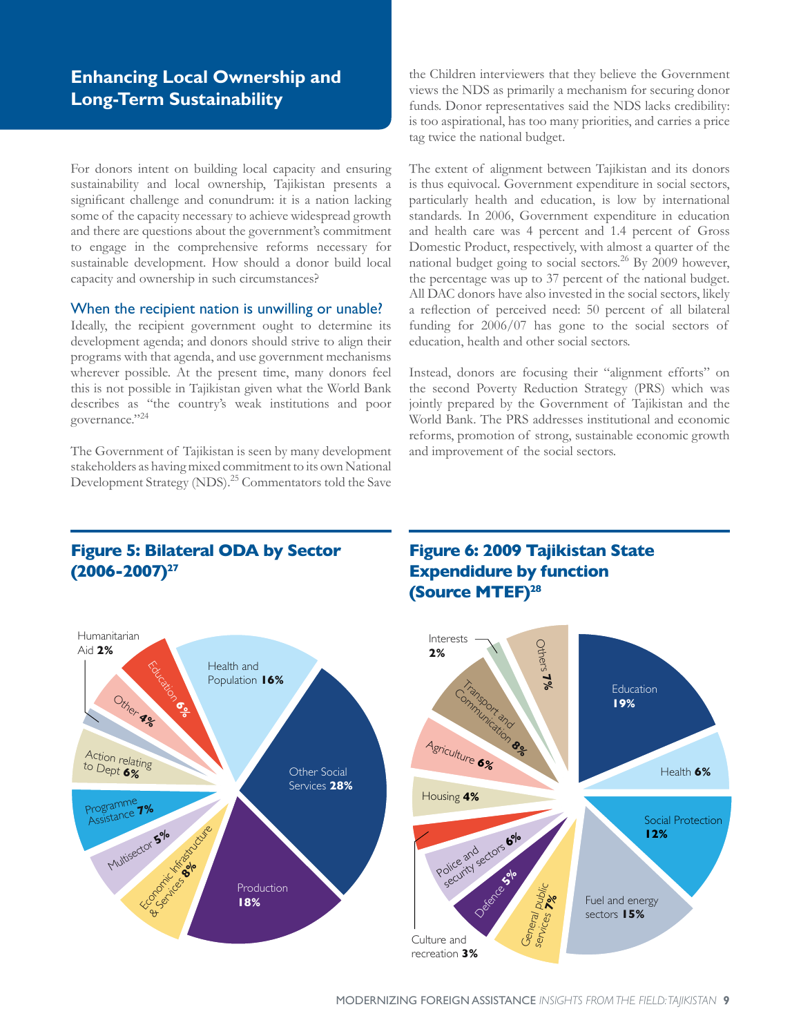## Enhancing Local Ownership and Long-Term Sustainability

For donors intent on building local capacity and ensuring sustainability and local ownership, Tajikistan presents a significant challenge and conundrum: it is a nation lacking some of the capacity necessary to achieve widespread growth and there are questions about the government's commitment to engage in the comprehensive reforms necessary for sustainable development. How should a donor build local capacity and ownership in such circumstances?

### When the recipient nation is unwilling or unable?

Ideally, the recipient government ought to determine its development agenda; and donors should strive to align their programs with that agenda, and use government mechanisms wherever possible. At the present time, many donors feel this is not possible in Tajikistan given what the World Bank describes as "the country's weak institutions and poor governance."[24]

The Government of Tajikistan is seen by many development stakeholders as having mixed commitment to its own National Development Strategy (NDS).[25] Commentators told the Save the Children interviewers that they believe the Government views the NDS as primarily a mechanism for securing donor funds. Donor representatives said the NDS lacks credibility: is too aspirational, has too many priorities, and carries a price tag twice the national budget.

The extent of alignment between Tajikistan and its donors is thus equivocal. Government expenditure in social sectors, particularly health and education, is low by international standards. In 2006, Government expenditure in education and health care was 4 percent and 1.4 percent of Gross Domestic Product, respectively, with almost a quarter of the national budget going to social sectors.[26] By 2009 however, the percentage was up to 37 percent of the national budget. All DAC donors have also invested in the social sectors, likely a reflection of perceived need: 50 percent of all bilateral funding for 2006/07 has gone to the social sectors of education, health and other social sectors.

Instead, donors are focusing their "alignment efforts" on the second Poverty Reduction Strategy (PRS) which was jointly prepared by the Government of Tajikistan and the World Bank. The PRS addresses institutional and economic reforms, promotion of strong, sustainable economic growth and improvement of the social sectors.

### Figure 5: Bilateral ODA by Sector (2006-2007)[27]

| Sector | Share |
|---|---|
| Other Social Services | 28% |
| Production | 18% |
| Health and Population | 16% |
| Economic Infrastructure & Services | 8% |
| Programme Assistance | 7% |
| Education | 6% |
| Action relating to Dept | 6% |
| Multisector | 5% |
| Other | 4% |
| Humanitarian Aid | 2% |

### Figure 6: 2009 Tajikistan State Expendidure by function (Source MTEF)[28]

| Function | Share |
|---|---|
| Education | 19% |
| Fuel and energy sectors | 15% |
| Social Protection | 12% |
| Transport and Communication | 8% |
| General public services | 7% |
| Others | 7% |
| Health | 6% |
| Police and security sectors | 6% |
| Agriculture | 6% |
| Defence | 5% |
| Housing | 4% |
| Culture and recreation | 3% |
| Interests | 2% |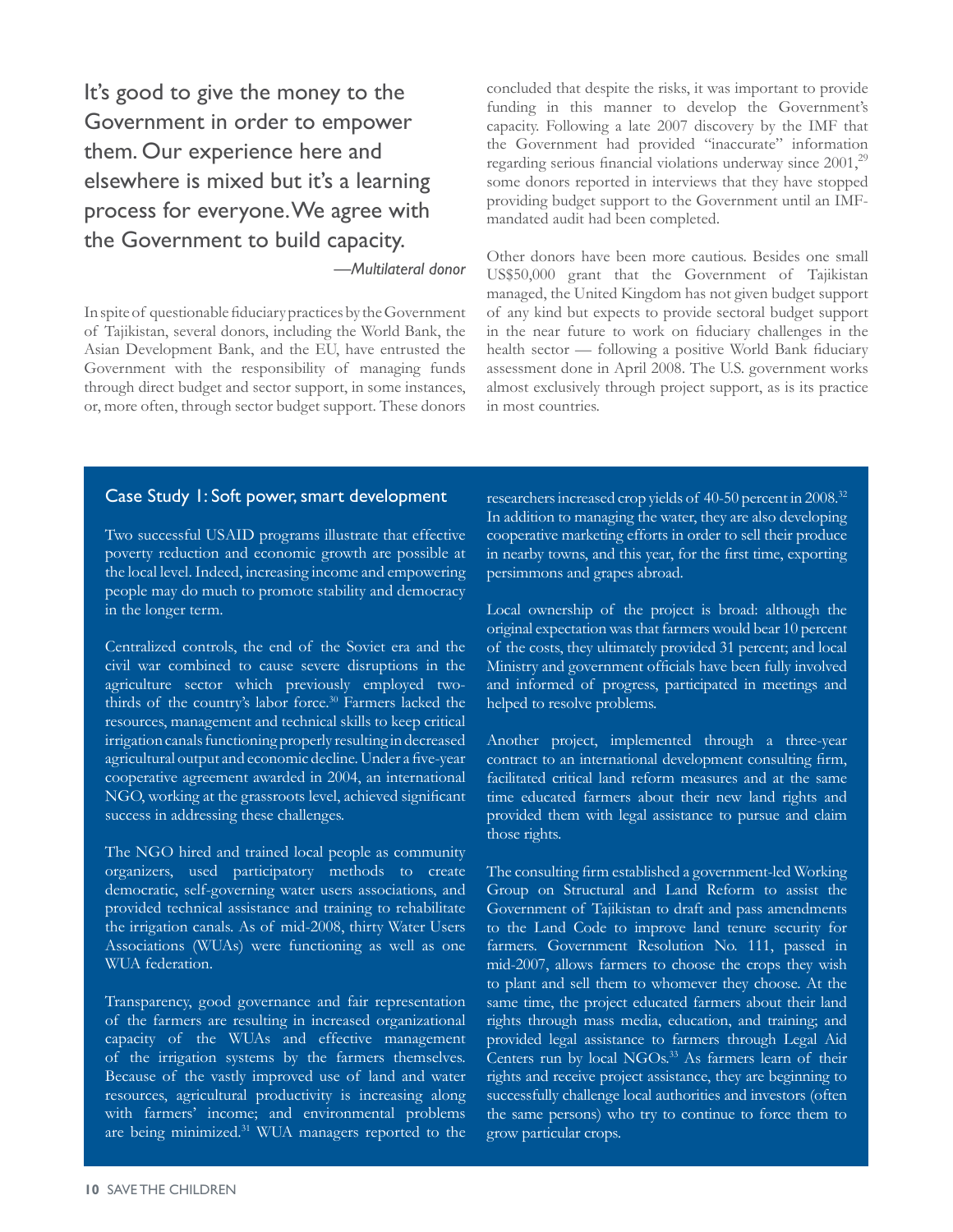> It's good to give the money to the Government in order to empower them. Our experience here and elsewhere is mixed but it's a learning process for everyone. We agree with the Government to build capacity.
>
> *—Multilateral donor*

In spite of questionable fiduciary practices by the Government of Tajikistan, several donors, including the World Bank, the Asian Development Bank, and the EU, have entrusted the Government with the responsibility of managing funds through direct budget and sector support, in some instances, or, more often, through sector budget support. These donors concluded that despite the risks, it was important to provide funding in this manner to develop the Government's capacity. Following a late 2007 discovery by the IMF that the Government had provided "inaccurate" information regarding serious financial violations underway since 2001,[29] some donors reported in interviews that they have stopped providing budget support to the Government until an IMF-mandated audit had been completed.

Other donors have been more cautious. Besides one small US$50,000 grant that the Government of Tajikistan managed, the United Kingdom has not given budget support of any kind but expects to provide sectoral budget support in the near future to work on fiduciary challenges in the health sector — following a positive World Bank fiduciary assessment done in April 2008. The U.S. government works almost exclusively through project support, as is its practice in most countries.

## Case Study 1: Soft power, smart development

Two successful USAID programs illustrate that effective poverty reduction and economic growth are possible at the local level. Indeed, increasing income and empowering people may do much to promote stability and democracy in the longer term.

Centralized controls, the end of the Soviet era and the civil war combined to cause severe disruptions in the agriculture sector which previously employed two-thirds of the country's labor force.[30] Farmers lacked the resources, management and technical skills to keep critical irrigation canals functioning properly resulting in decreased agricultural output and economic decline. Under a five-year cooperative agreement awarded in 2004, an international NGO, working at the grassroots level, achieved significant success in addressing these challenges.

The NGO hired and trained local people as community organizers, used participatory methods to create democratic, self-governing water users associations, and provided technical assistance and training to rehabilitate the irrigation canals. As of mid-2008, thirty Water Users Associations (WUAs) were functioning as well as one WUA federation.

Transparency, good governance and fair representation of the farmers are resulting in increased organizational capacity of the WUAs and effective management of the irrigation systems by the farmers themselves. Because of the vastly improved use of land and water resources, agricultural productivity is increasing along with farmers' income; and environmental problems are being minimized.[31] WUA managers reported to the researchers increased crop yields of 40-50 percent in 2008.[32] In addition to managing the water, they are also developing cooperative marketing efforts in order to sell their produce in nearby towns, and this year, for the first time, exporting persimmons and grapes abroad.

Local ownership of the project is broad: although the original expectation was that farmers would bear 10 percent of the costs, they ultimately provided 31 percent; and local Ministry and government officials have been fully involved and informed of progress, participated in meetings and helped to resolve problems.

Another project, implemented through a three-year contract to an international development consulting firm, facilitated critical land reform measures and at the same time educated farmers about their new land rights and provided them with legal assistance to pursue and claim those rights.

The consulting firm established a government-led Working Group on Structural and Land Reform to assist the Government of Tajikistan to draft and pass amendments to the Land Code to improve land tenure security for farmers. Government Resolution No. 111, passed in mid-2007, allows farmers to choose the crops they wish to plant and sell them to whomever they choose. At the same time, the project educated farmers about their land rights through mass media, education, and training; and provided legal assistance to farmers through Legal Aid Centers run by local NGOs.[33] As farmers learn of their rights and receive project assistance, they are beginning to successfully challenge local authorities and investors (often the same persons) who try to continue to force them to grow particular crops.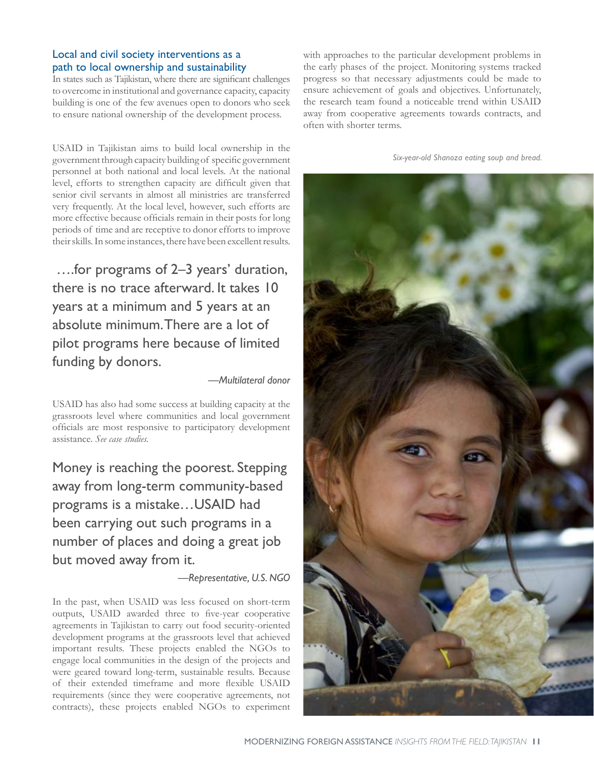### Local and civil society interventions as a path to local ownership and sustainability

In states such as Tajikistan, where there are significant challenges to overcome in institutional and governance capacity, capacity building is one of the few avenues open to donors who seek to ensure national ownership of the development process.

USAID in Tajikistan aims to build local ownership in the government through capacity building of specific government personnel at both national and local levels. At the national level, efforts to strengthen capacity are difficult given that senior civil servants in almost all ministries are transferred very frequently. At the local level, however, such efforts are more effective because officials remain in their posts for long periods of time and are receptive to donor efforts to improve their skills. In some instances, there have been excellent results.

> ….for programs of 2–3 years' duration, there is no trace afterward. It takes 10 years at a minimum and 5 years at an absolute minimum. There are a lot of pilot programs here because of limited funding by donors.
>
> *—Multilateral donor*

USAID has also had some success at building capacity at the grassroots level where communities and local government officials are most responsive to participatory development assistance. *See case studies.*

> Money is reaching the poorest. Stepping away from long-term community-based programs is a mistake…USAID had been carrying out such programs in a number of places and doing a great job but moved away from it.
>
> *—Representative, U.S. NGO*

In the past, when USAID was less focused on short-term outputs, USAID awarded three to five-year cooperative agreements in Tajikistan to carry out food security-oriented development programs at the grassroots level that achieved important results. These projects enabled the NGOs to engage local communities in the design of the projects and were geared toward long-term, sustainable results. Because of their extended timeframe and more flexible USAID requirements (since they were cooperative agreements, not contracts), these projects enabled NGOs to experiment with approaches to the particular development problems in the early phases of the project. Monitoring systems tracked progress so that necessary adjustments could be made to ensure achievement of goals and objectives. Unfortunately, the research team found a noticeable trend within USAID away from cooperative agreements towards contracts, and often with shorter terms.

*Six-year-old Shanoza eating soup and bread.*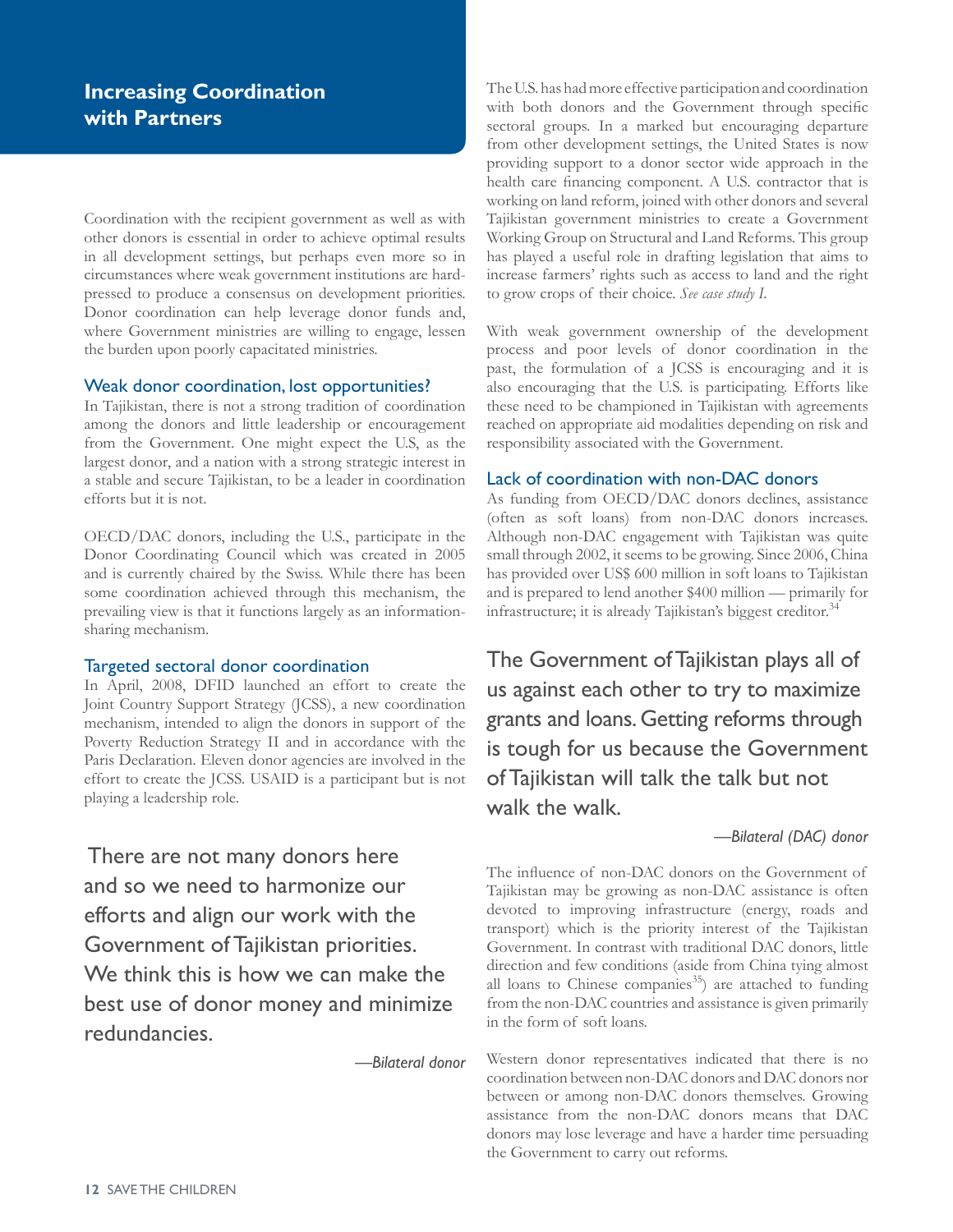## Increasing Coordination with Partners

Coordination with the recipient government as well as with other donors is essential in order to achieve optimal results in all development settings, but perhaps even more so in circumstances where weak government institutions are hard-pressed to produce a consensus on development priorities. Donor coordination can help leverage donor funds and, where Government ministries are willing to engage, lessen the burden upon poorly capacitated ministries.

### Weak donor coordination, lost opportunities?

In Tajikistan, there is not a strong tradition of coordination among the donors and little leadership or encouragement from the Government. One might expect the U.S, as the largest donor, and a nation with a strong strategic interest in a stable and secure Tajikistan, to be a leader in coordination efforts but it is not.

OECD/DAC donors, including the U.S., participate in the Donor Coordinating Council which was created in 2005 and is currently chaired by the Swiss. While there has been some coordination achieved through this mechanism, the prevailing view is that it functions largely as an information-sharing mechanism.

### Targeted sectoral donor coordination

In April, 2008, DFID launched an effort to create the Joint Country Support Strategy (JCSS), a new coordination mechanism, intended to align the donors in support of the Poverty Reduction Strategy II and in accordance with the Paris Declaration. Eleven donor agencies are involved in the effort to create the JCSS. USAID is a participant but is not playing a leadership role.

> There are not many donors here and so we need to harmonize our efforts and align our work with the Government of Tajikistan priorities. We think this is how we can make the best use of donor money and minimize redundancies.
>
> *—Bilateral donor*

The U.S. has had more effective participation and coordination with both donors and the Government through specific sectoral groups. In a marked but encouraging departure from other development settings, the United States is now providing support to a donor sector wide approach in the health care financing component. A U.S. contractor that is working on land reform, joined with other donors and several Tajikistan government ministries to create a Government Working Group on Structural and Land Reforms. This group has played a useful role in drafting legislation that aims to increase farmers' rights such as access to land and the right to grow crops of their choice. *See case study I.*

With weak government ownership of the development process and poor levels of donor coordination in the past, the formulation of a JCSS is encouraging and it is also encouraging that the U.S. is participating. Efforts like these need to be championed in Tajikistan with agreements reached on appropriate aid modalities depending on risk and responsibility associated with the Government.

### Lack of coordination with non-DAC donors

As funding from OECD/DAC donors declines, assistance (often as soft loans) from non-DAC donors increases. Although non-DAC engagement with Tajikistan was quite small through 2002, it seems to be growing. Since 2006, China has provided over US$ 600 million in soft loans to Tajikistan and is prepared to lend another $400 million — primarily for infrastructure; it is already Tajikistan's biggest creditor.[34]

> The Government of Tajikistan plays all of us against each other to try to maximize grants and loans. Getting reforms through is tough for us because the Government of Tajikistan will talk the talk but not walk the walk.
>
> *—Bilateral (DAC) donor*

The influence of non-DAC donors on the Government of Tajikistan may be growing as non-DAC assistance is often devoted to improving infrastructure (energy, roads and transport) which is the priority interest of the Tajikistan Government. In contrast with traditional DAC donors, little direction and few conditions (aside from China tying almost all loans to Chinese companies[35]) are attached to funding from the non-DAC countries and assistance is given primarily in the form of soft loans.

Western donor representatives indicated that there is no coordination between non-DAC donors and DAC donors nor between or among non-DAC donors themselves. Growing assistance from the non-DAC donors means that DAC donors may lose leverage and have a harder time persuading the Government to carry out reforms.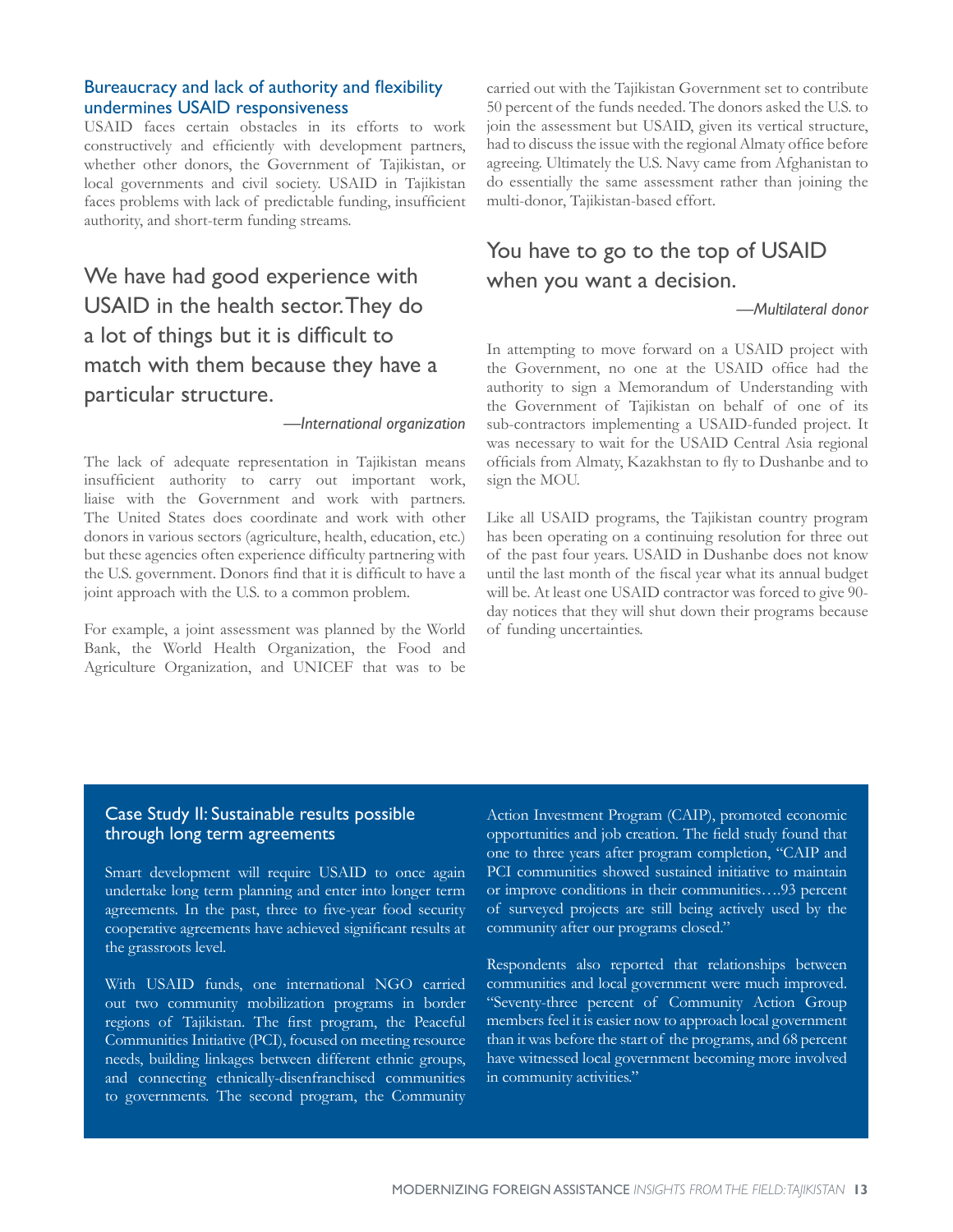### Bureaucracy and lack of authority and flexibility undermines USAID responsiveness

USAID faces certain obstacles in its efforts to work constructively and efficiently with development partners, whether other donors, the Government of Tajikistan, or local governments and civil society. USAID in Tajikistan faces problems with lack of predictable funding, insufficient authority, and short-term funding streams.

> We have had good experience with USAID in the health sector. They do a lot of things but it is difficult to match with them because they have a particular structure.
>
> *—International organization*

The lack of adequate representation in Tajikistan means insufficient authority to carry out important work, liaise with the Government and work with partners. The United States does coordinate and work with other donors in various sectors (agriculture, health, education, etc.) but these agencies often experience difficulty partnering with the U.S. government. Donors find that it is difficult to have a joint approach with the U.S. to a common problem.

For example, a joint assessment was planned by the World Bank, the World Health Organization, the Food and Agriculture Organization, and UNICEF that was to be carried out with the Tajikistan Government set to contribute 50 percent of the funds needed. The donors asked the U.S. to join the assessment but USAID, given its vertical structure, had to discuss the issue with the regional Almaty office before agreeing. Ultimately the U.S. Navy came from Afghanistan to do essentially the same assessment rather than joining the multi-donor, Tajikistan-based effort.

> You have to go to the top of USAID when you want a decision.
>
> *—Multilateral donor*

In attempting to move forward on a USAID project with the Government, no one at the USAID office had the authority to sign a Memorandum of Understanding with the Government of Tajikistan on behalf of one of its sub-contractors implementing a USAID-funded project. It was necessary to wait for the USAID Central Asia regional officials from Almaty, Kazakhstan to fly to Dushanbe and to sign the MOU.

Like all USAID programs, the Tajikistan country program has been operating on a continuing resolution for three out of the past four years. USAID in Dushanbe does not know until the last month of the fiscal year what its annual budget will be. At least one USAID contractor was forced to give 90-day notices that they will shut down their programs because of funding uncertainties.

### Case Study II: Sustainable results possible through long term agreements

Smart development will require USAID to once again undertake long term planning and enter into longer term agreements. In the past, three to five-year food security cooperative agreements have achieved significant results at the grassroots level.

With USAID funds, one international NGO carried out two community mobilization programs in border regions of Tajikistan. The first program, the Peaceful Communities Initiative (PCI), focused on meeting resource needs, building linkages between different ethnic groups, and connecting ethnically-disenfranchised communities to governments. The second program, the Community Action Investment Program (CAIP), promoted economic opportunities and job creation. The field study found that one to three years after program completion, "CAIP and PCI communities showed sustained initiative to maintain or improve conditions in their communities….93 percent of surveyed projects are still being actively used by the community after our programs closed."

Respondents also reported that relationships between communities and local government were much improved. "Seventy-three percent of Community Action Group members feel it is easier now to approach local government than it was before the start of the programs, and 68 percent have witnessed local government becoming more involved in community activities."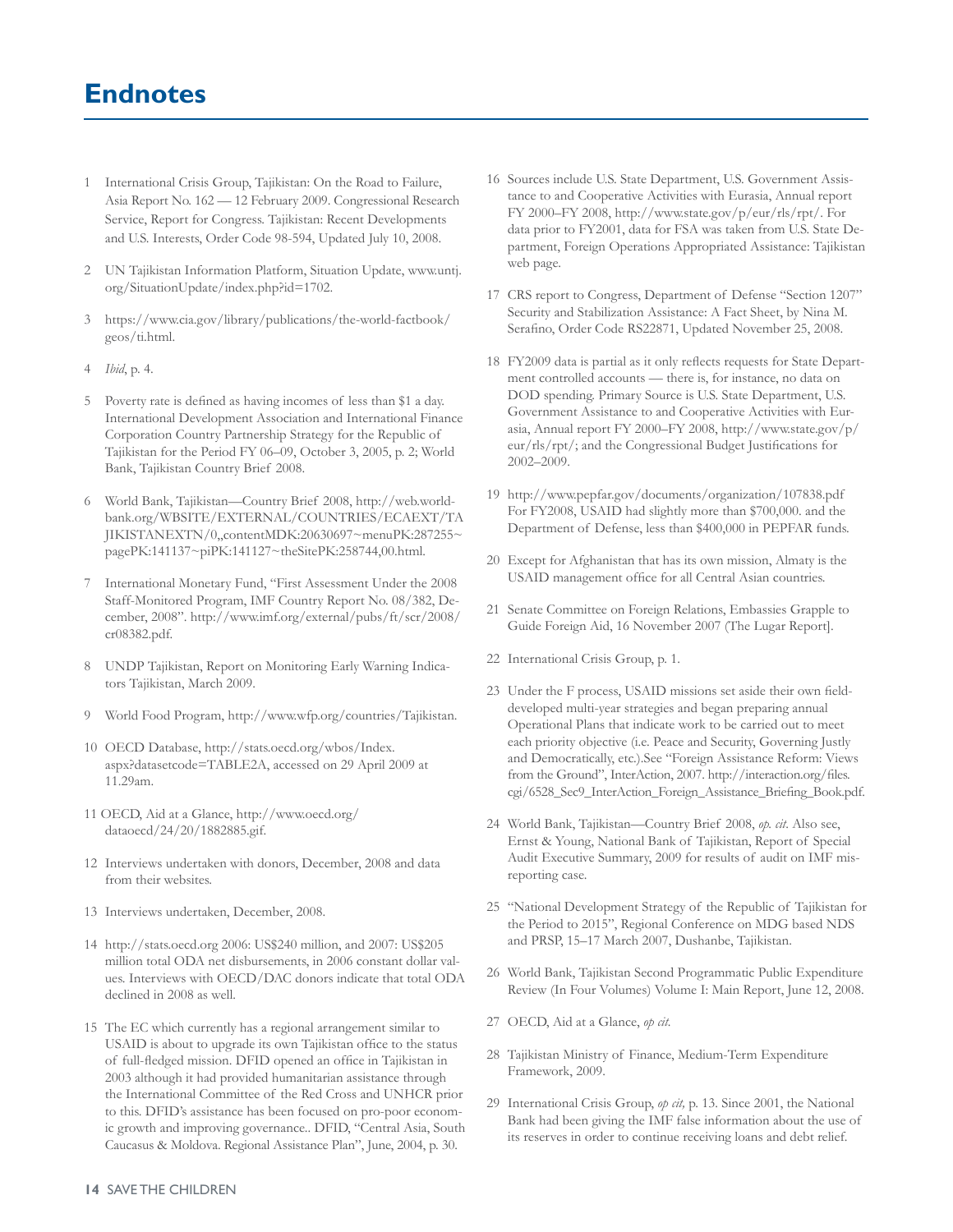# Endnotes

1. International Crisis Group, Tajikistan: On the Road to Failure, Asia Report No. 162 — 12 February 2009. Congressional Research Service, Report for Congress. Tajikistan: Recent Developments and U.S. Interests, Order Code 98-594, Updated July 10, 2008.

2. UN Tajikistan Information Platform, Situation Update, www.untj.org/SituationUpdate/index.php?id=1702.

3. https://www.cia.gov/library/publications/the-world-factbook/geos/ti.html.

4. *Ibid*, p. 4.

5. Poverty rate is defined as having incomes of less than $1 a day. International Development Association and International Finance Corporation Country Partnership Strategy for the Republic of Tajikistan for the Period FY 06–09, October 3, 2005, p. 2; World Bank, Tajikistan Country Brief 2008.

6. World Bank, Tajikistan—Country Brief 2008, http://web.worldbank.org/WBSITE/EXTERNAL/COUNTRIES/ECAEXT/TAJIKISTANEXTN/0,,contentMDK:20630697~menuPK:287255~pagePK:141137~piPK:141127~theSitePK:258744,00.html.

7. International Monetary Fund, "First Assessment Under the 2008 Staff-Monitored Program, IMF Country Report No. 08/382, December, 2008". http://www.imf.org/external/pubs/ft/scr/2008/cr08382.pdf.

8. UNDP Tajikistan, Report on Monitoring Early Warning Indicators Tajikistan, March 2009.

9. World Food Program, http://www.wfp.org/countries/Tajikistan.

10. OECD Database, http://stats.oecd.org/wbos/Index.aspx?datasetcode=TABLE2A, accessed on 29 April 2009 at 11.29am.

11. OECD, Aid at a Glance, http://www.oecd.org/dataoecd/24/20/1882885.gif.

12. Interviews undertaken with donors, December, 2008 and data from their websites.

13. Interviews undertaken, December, 2008.

14. http://stats.oecd.org 2006: US$240 million, and 2007: US$205 million total ODA net disbursements, in 2006 constant dollar values. Interviews with OECD/DAC donors indicate that total ODA declined in 2008 as well.

15. The EC which currently has a regional arrangement similar to USAID is about to upgrade its own Tajikistan office to the status of full-fledged mission. DFID opened an office in Tajikistan in 2003 although it had provided humanitarian assistance through the International Committee of the Red Cross and UNHCR prior to this. DFID's assistance has been focused on pro-poor economic growth and improving governance.. DFID, "Central Asia, South Caucasus & Moldova. Regional Assistance Plan", June, 2004, p. 30.

16. Sources include U.S. State Department, U.S. Government Assistance to and Cooperative Activities with Eurasia, Annual report FY 2000–FY 2008, http://www.state.gov/p/eur/rls/rpt/. For data prior to FY2001, data for FSA was taken from U.S. State Department, Foreign Operations Appropriated Assistance: Tajikistan web page.

17. CRS report to Congress, Department of Defense "Section 1207" Security and Stabilization Assistance: A Fact Sheet, by Nina M. Serafino, Order Code RS22871, Updated November 25, 2008.

18. FY2009 data is partial as it only reflects requests for State Department controlled accounts — there is, for instance, no data on DOD spending. Primary Source is U.S. State Department, U.S. Government Assistance to and Cooperative Activities with Eurasia, Annual report FY 2000–FY 2008, http://www.state.gov/p/eur/rls/rpt/; and the Congressional Budget Justifications for 2002–2009.

19. http://www.pepfar.gov/documents/organization/107838.pdf For FY2008, USAID had slightly more than $700,000. and the Department of Defense, less than $400,000 in PEPFAR funds.

20. Except for Afghanistan that has its own mission, Almaty is the USAID management office for all Central Asian countries.

21. Senate Committee on Foreign Relations, Embassies Grapple to Guide Foreign Aid, 16 November 2007 (The Lugar Report].

22. International Crisis Group, p. 1.

23. Under the F process, USAID missions set aside their own field-developed multi-year strategies and began preparing annual Operational Plans that indicate work to be carried out to meet each priority objective (i.e. Peace and Security, Governing Justly and Democratically, etc.).See "Foreign Assistance Reform: Views from the Ground", InterAction, 2007. http://interaction.org/files.cgi/6528_Sec9_InterAction_Foreign_Assistance_Briefing_Book.pdf.

24. World Bank, Tajikistan—Country Brief 2008, *op. cit.* Also see, Ernst & Young, National Bank of Tajikistan, Report of Special Audit Executive Summary, 2009 for results of audit on IMF misreporting case.

25. "National Development Strategy of the Republic of Tajikistan for the Period to 2015", Regional Conference on MDG based NDS and PRSP, 15–17 March 2007, Dushanbe, Tajikistan.

26. World Bank, Tajikistan Second Programmatic Public Expenditure Review (In Four Volumes) Volume I: Main Report, June 12, 2008.

27. OECD, Aid at a Glance, *op cit.*

28. Tajikistan Ministry of Finance, Medium-Term Expenditure Framework, 2009.

29. International Crisis Group, *op cit,* p. 13. Since 2001, the National Bank had been giving the IMF false information about the use of its reserves in order to continue receiving loans and debt relief.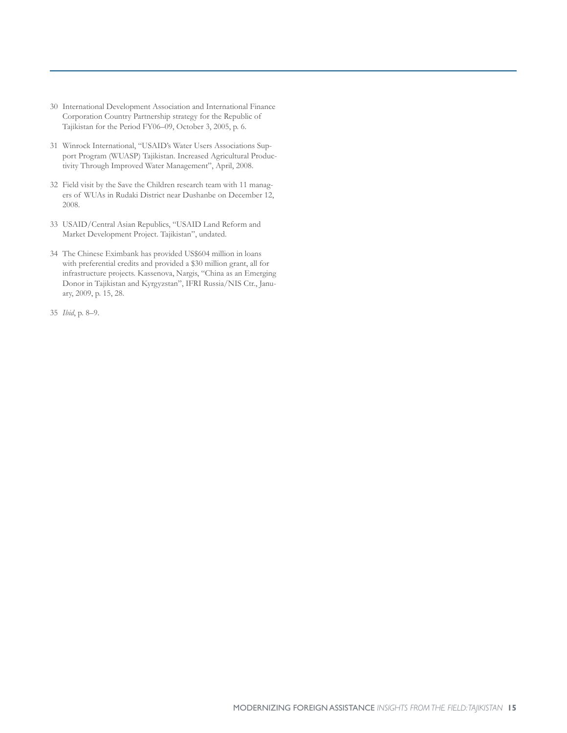30 International Development Association and International Finance Corporation Country Partnership strategy for the Republic of Tajikistan for the Period FY06–09, October 3, 2005, p. 6.

31 Winrock International, "USAID's Water Users Associations Support Program (WUASP) Tajikistan. Increased Agricultural Productivity Through Improved Water Management", April, 2008.

32 Field visit by the Save the Children research team with 11 managers of WUAs in Rudaki District near Dushanbe on December 12, 2008.

33 USAID/Central Asian Republics, "USAID Land Reform and Market Development Project. Tajikistan", undated.

34 The Chinese Eximbank has provided US$604 million in loans with preferential credits and provided a $30 million grant, all for infrastructure projects. Kassenova, Nargis, "China as an Emerging Donor in Tajikistan and Kyrgyzstan", IFRI Russia/NIS Ctr., January, 2009, p. 15, 28.

35 *Ibid*, p. 8–9.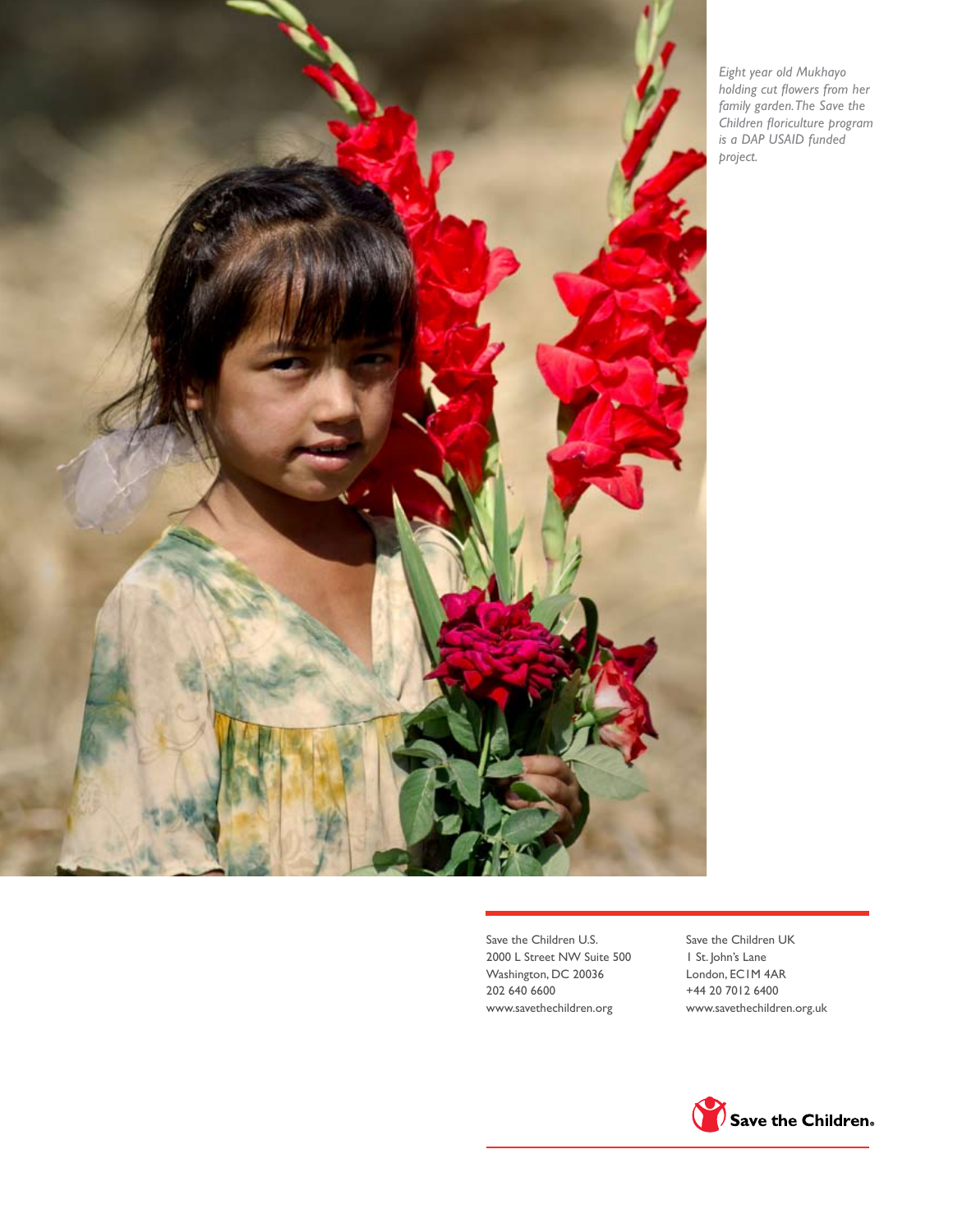*Eight year old Mukhayo holding cut flowers from her family garden. The Save the Children floriculture program is a DAP USAID funded project.*

Save the Children U.S.
2000 L Street NW Suite 500
Washington, DC 20036
202 640 6600
www.savethechildren.org

Save the Children UK
1 St. John's Lane
London, EC1M 4AR
+44 20 7012 6400
www.savethechildren.org.uk

Save the Children.